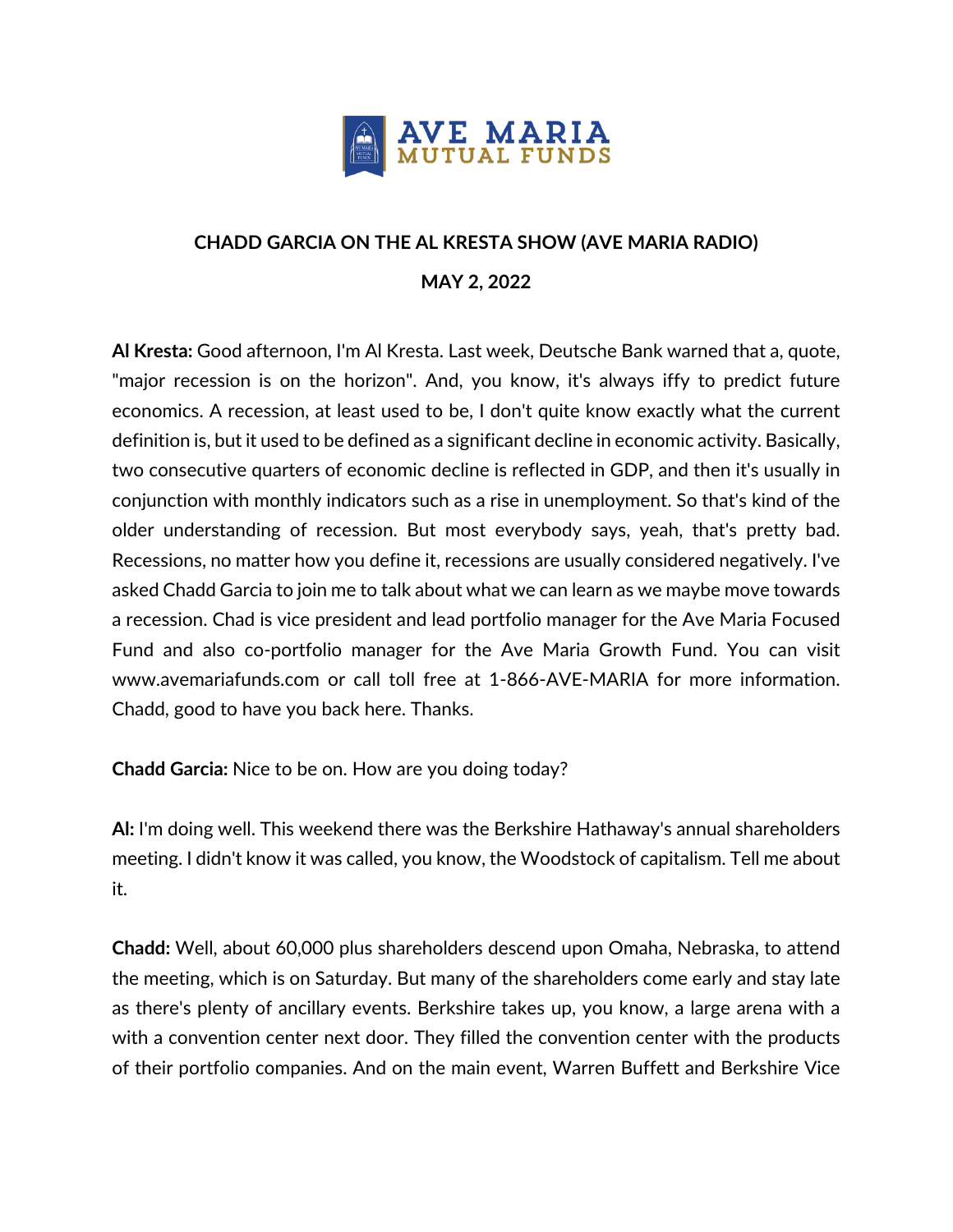# CHADD GARCIA ON THE AL KRESTA SHOW (AVE MARIA RADIO)

## MAY 2, 2022

**Al Kresta:** Good afternoon, I'm Al Kresta. Last week, Deutsche Bank warned that a, quote, "major recession is on the horizon". And, you know, it's always iffy to predict future economics. A recession, at least used to be, I don't quite know exactly what the current definition is, but it used to be defined as a significant decline in economic activity. Basically, two consecutive quarters of economic decline is reflected in GDP, and then it's usually in conjunction with monthly indicators such as a rise in unemployment. So that's kind of the older understanding of recession. But most everybody says, yeah, that's pretty bad. Recessions, no matter how you define it, recessions are usually considered negatively. I've asked Chadd Garcia to join me to talk about what we can learn as we maybe move towards a recession. Chad is vice president and lead portfolio manager for the Ave Maria Focused Fund and also co-portfolio manager for the Ave Maria Growth Fund. You can visit www.avemariafunds.com or call toll free at 1-866-AVE-MARIA for more information. Chadd, good to have you back here. Thanks.

**Chadd Garcia:** Nice to be on. How are you doing today?

**Al:** I'm doing well. This weekend there was the Berkshire Hathaway's annual shareholders meeting. I didn't know it was called, you know, the Woodstock of capitalism. Tell me about it.

**Chadd:** Well, about 60,000 plus shareholders descend upon Omaha, Nebraska, to attend the meeting, which is on Saturday. But many of the shareholders come early and stay late as there's plenty of ancillary events. Berkshire takes up, you know, a large arena with a with a convention center next door. They filled the convention center with the products of their portfolio companies. And on the main event, Warren Buffett and Berkshire Vice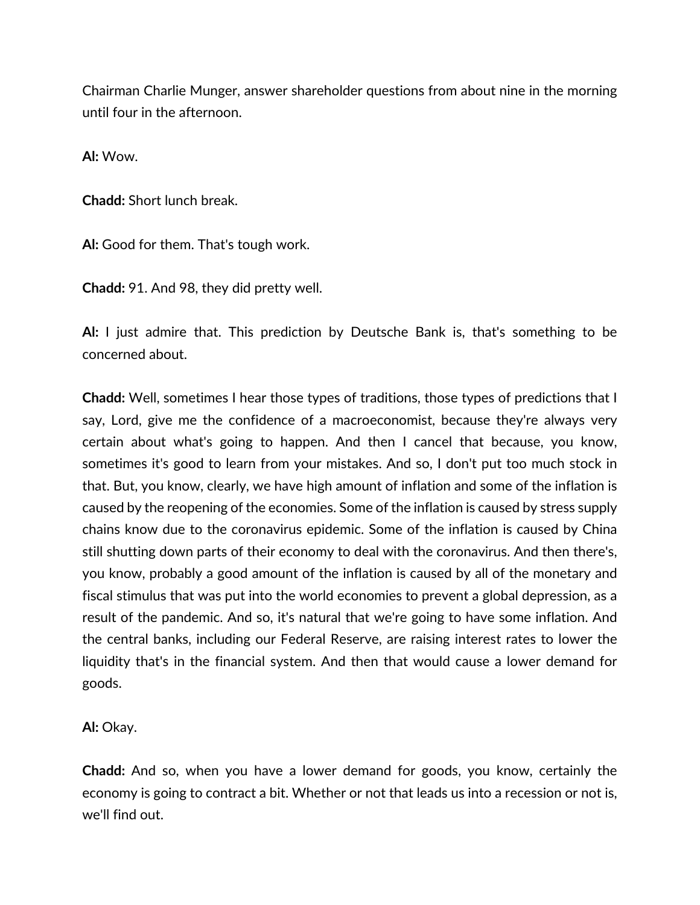Chairman Charlie Munger, answer shareholder questions from about nine in the morning until four in the afternoon.

**Al:** Wow.

**Chadd:** Short lunch break.

**Al:** Good for them. That's tough work.

**Chadd:** 91. And 98, they did pretty well.

**Al:** I just admire that. This prediction by Deutsche Bank is, that's something to be concerned about.

**Chadd:** Well, sometimes I hear those types of traditions, those types of predictions that I say, Lord, give me the confidence of a macroeconomist, because they're always very certain about what's going to happen. And then I cancel that because, you know, sometimes it's good to learn from your mistakes. And so, I don't put too much stock in that. But, you know, clearly, we have high amount of inflation and some of the inflation is caused by the reopening of the economies. Some of the inflation is caused by stress supply chains know due to the coronavirus epidemic. Some of the inflation is caused by China still shutting down parts of their economy to deal with the coronavirus. And then there's, you know, probably a good amount of the inflation is caused by all of the monetary and fiscal stimulus that was put into the world economies to prevent a global depression, as a result of the pandemic. And so, it's natural that we're going to have some inflation. And the central banks, including our Federal Reserve, are raising interest rates to lower the liquidity that's in the financial system. And then that would cause a lower demand for goods.

**Al:** Okay.

**Chadd:** And so, when you have a lower demand for goods, you know, certainly the economy is going to contract a bit. Whether or not that leads us into a recession or not is, we'll find out.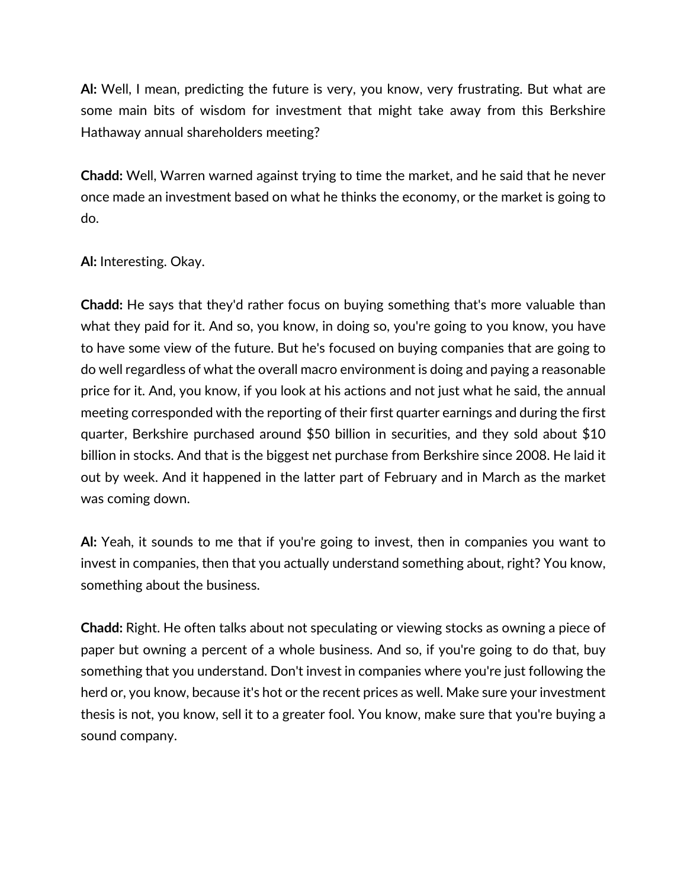**Al:** Well, I mean, predicting the future is very, you know, very frustrating. But what are some main bits of wisdom for investment that might take away from this Berkshire Hathaway annual shareholders meeting?

**Chadd:** Well, Warren warned against trying to time the market, and he said that he never once made an investment based on what he thinks the economy, or the market is going to do.

**Al:** Interesting. Okay.

**Chadd:** He says that they'd rather focus on buying something that's more valuable than what they paid for it. And so, you know, in doing so, you're going to you know, you have to have some view of the future. But he's focused on buying companies that are going to do well regardless of what the overall macro environment is doing and paying a reasonable price for it. And, you know, if you look at his actions and not just what he said, the annual meeting corresponded with the reporting of their first quarter earnings and during the first quarter, Berkshire purchased around $50 billion in securities, and they sold about $10 billion in stocks. And that is the biggest net purchase from Berkshire since 2008. He laid it out by week. And it happened in the latter part of February and in March as the market was coming down.

**Al:** Yeah, it sounds to me that if you're going to invest, then in companies you want to invest in companies, then that you actually understand something about, right? You know, something about the business.

**Chadd:** Right. He often talks about not speculating or viewing stocks as owning a piece of paper but owning a percent of a whole business. And so, if you're going to do that, buy something that you understand. Don't invest in companies where you're just following the herd or, you know, because it's hot or the recent prices as well. Make sure your investment thesis is not, you know, sell it to a greater fool. You know, make sure that you're buying a sound company.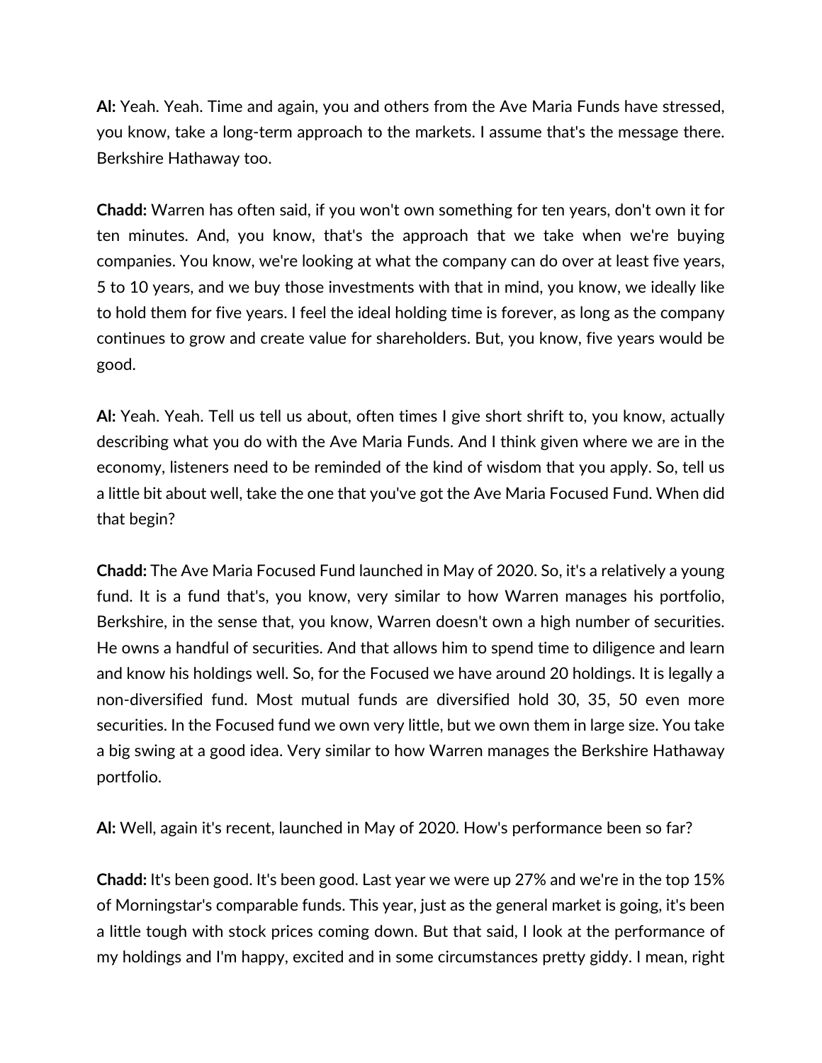**Al:** Yeah. Yeah. Time and again, you and others from the Ave Maria Funds have stressed, you know, take a long-term approach to the markets. I assume that's the message there. Berkshire Hathaway too.

**Chadd:** Warren has often said, if you won't own something for ten years, don't own it for ten minutes. And, you know, that's the approach that we take when we're buying companies. You know, we're looking at what the company can do over at least five years, 5 to 10 years, and we buy those investments with that in mind, you know, we ideally like to hold them for five years. I feel the ideal holding time is forever, as long as the company continues to grow and create value for shareholders. But, you know, five years would be good.

**Al:** Yeah. Yeah. Tell us tell us about, often times I give short shrift to, you know, actually describing what you do with the Ave Maria Funds. And I think given where we are in the economy, listeners need to be reminded of the kind of wisdom that you apply. So, tell us a little bit about well, take the one that you've got the Ave Maria Focused Fund. When did that begin?

**Chadd:** The Ave Maria Focused Fund launched in May of 2020. So, it's a relatively a young fund. It is a fund that's, you know, very similar to how Warren manages his portfolio, Berkshire, in the sense that, you know, Warren doesn't own a high number of securities. He owns a handful of securities. And that allows him to spend time to diligence and learn and know his holdings well. So, for the Focused we have around 20 holdings. It is legally a non-diversified fund. Most mutual funds are diversified hold 30, 35, 50 even more securities. In the Focused fund we own very little, but we own them in large size. You take a big swing at a good idea. Very similar to how Warren manages the Berkshire Hathaway portfolio.

**Al:** Well, again it's recent, launched in May of 2020. How's performance been so far?

**Chadd:** It's been good. It's been good. Last year we were up 27% and we're in the top 15% of Morningstar's comparable funds. This year, just as the general market is going, it's been a little tough with stock prices coming down. But that said, I look at the performance of my holdings and I'm happy, excited and in some circumstances pretty giddy. I mean, right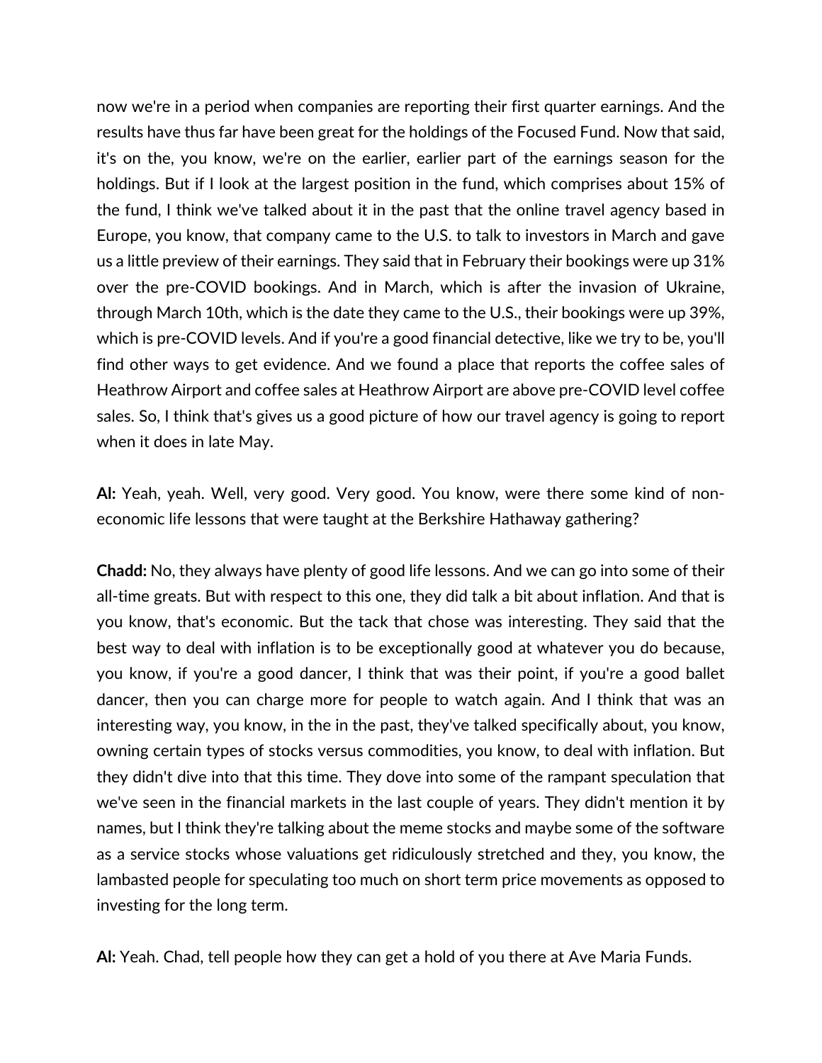now we're in a period when companies are reporting their first quarter earnings. And the results have thus far have been great for the holdings of the Focused Fund. Now that said, it's on the, you know, we're on the earlier, earlier part of the earnings season for the holdings. But if I look at the largest position in the fund, which comprises about 15% of the fund, I think we've talked about it in the past that the online travel agency based in Europe, you know, that company came to the U.S. to talk to investors in March and gave us a little preview of their earnings. They said that in February their bookings were up 31% over the pre-COVID bookings. And in March, which is after the invasion of Ukraine, through March 10th, which is the date they came to the U.S., their bookings were up 39%, which is pre-COVID levels. And if you're a good financial detective, like we try to be, you'll find other ways to get evidence. And we found a place that reports the coffee sales of Heathrow Airport and coffee sales at Heathrow Airport are above pre-COVID level coffee sales. So, I think that's gives us a good picture of how our travel agency is going to report when it does in late May.

**Al:** Yeah, yeah. Well, very good. Very good. You know, were there some kind of non-economic life lessons that were taught at the Berkshire Hathaway gathering?

**Chadd:** No, they always have plenty of good life lessons. And we can go into some of their all-time greats. But with respect to this one, they did talk a bit about inflation. And that is you know, that's economic. But the tack that chose was interesting. They said that the best way to deal with inflation is to be exceptionally good at whatever you do because, you know, if you're a good dancer, I think that was their point, if you're a good ballet dancer, then you can charge more for people to watch again. And I think that was an interesting way, you know, in the in the past, they've talked specifically about, you know, owning certain types of stocks versus commodities, you know, to deal with inflation. But they didn't dive into that this time. They dove into some of the rampant speculation that we've seen in the financial markets in the last couple of years. They didn't mention it by names, but I think they're talking about the meme stocks and maybe some of the software as a service stocks whose valuations get ridiculously stretched and they, you know, the lambasted people for speculating too much on short term price movements as opposed to investing for the long term.

**Al:** Yeah. Chad, tell people how they can get a hold of you there at Ave Maria Funds.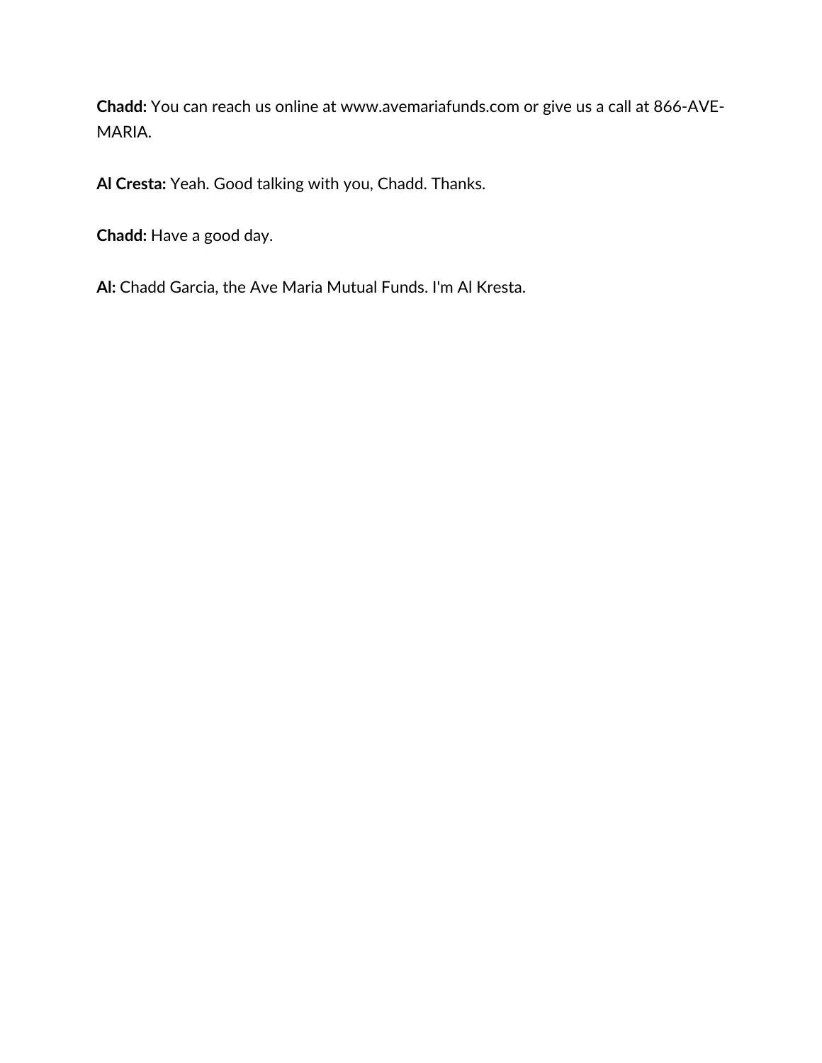**Chadd:** You can reach us online at www.avemariafunds.com or give us a call at 866-AVE-MARIA.

**Al Cresta:** Yeah. Good talking with you, Chadd. Thanks.

**Chadd:** Have a good day.

**Al:** Chadd Garcia, the Ave Maria Mutual Funds. I'm Al Kresta.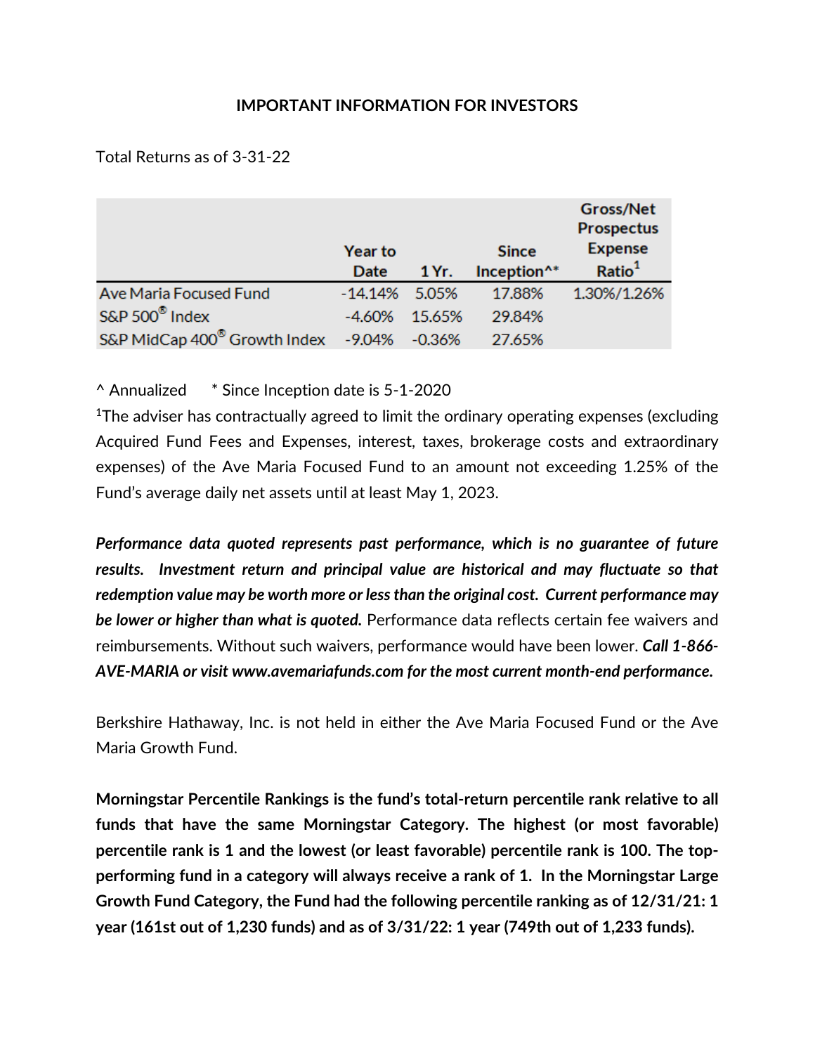## IMPORTANT INFORMATION FOR INVESTORS

Total Returns as of 3-31-22

| | Year to Date | 1 Yr. | Since Inception^* | Gross/Net Prospectus Expense Ratio[1] |
|---|---|---|---|---|
| Ave Maria Focused Fund | -14.14% | 5.05% | 17.88% | 1.30%/1.26% |
| S&P 500® Index | -4.60% | 15.65% | 29.84% | |
| S&P MidCap 400® Growth Index | -9.04% | -0.36% | 27.65% | |

^ Annualized    * Since Inception date is 5-1-2020

[1]The adviser has contractually agreed to limit the ordinary operating expenses (excluding Acquired Fund Fees and Expenses, interest, taxes, brokerage costs and extraordinary expenses) of the Ave Maria Focused Fund to an amount not exceeding 1.25% of the Fund's average daily net assets until at least May 1, 2023.

***Performance data quoted represents past performance, which is no guarantee of future results. Investment return and principal value are historical and may fluctuate so that redemption value may be worth more or less than the original cost. Current performance may be lower or higher than what is quoted.*** Performance data reflects certain fee waivers and reimbursements. Without such waivers, performance would have been lower. ***Call 1-866-AVE-MARIA or visit www.avemariafunds.com for the most current month-end performance.***

Berkshire Hathaway, Inc. is not held in either the Ave Maria Focused Fund or the Ave Maria Growth Fund.

**Morningstar Percentile Rankings is the fund's total-return percentile rank relative to all funds that have the same Morningstar Category. The highest (or most favorable) percentile rank is 1 and the lowest (or least favorable) percentile rank is 100. The top-performing fund in a category will always receive a rank of 1. In the Morningstar Large Growth Fund Category, the Fund had the following percentile ranking as of 12/31/21: 1 year (161st out of 1,230 funds) and as of 3/31/22: 1 year (749th out of 1,233 funds).**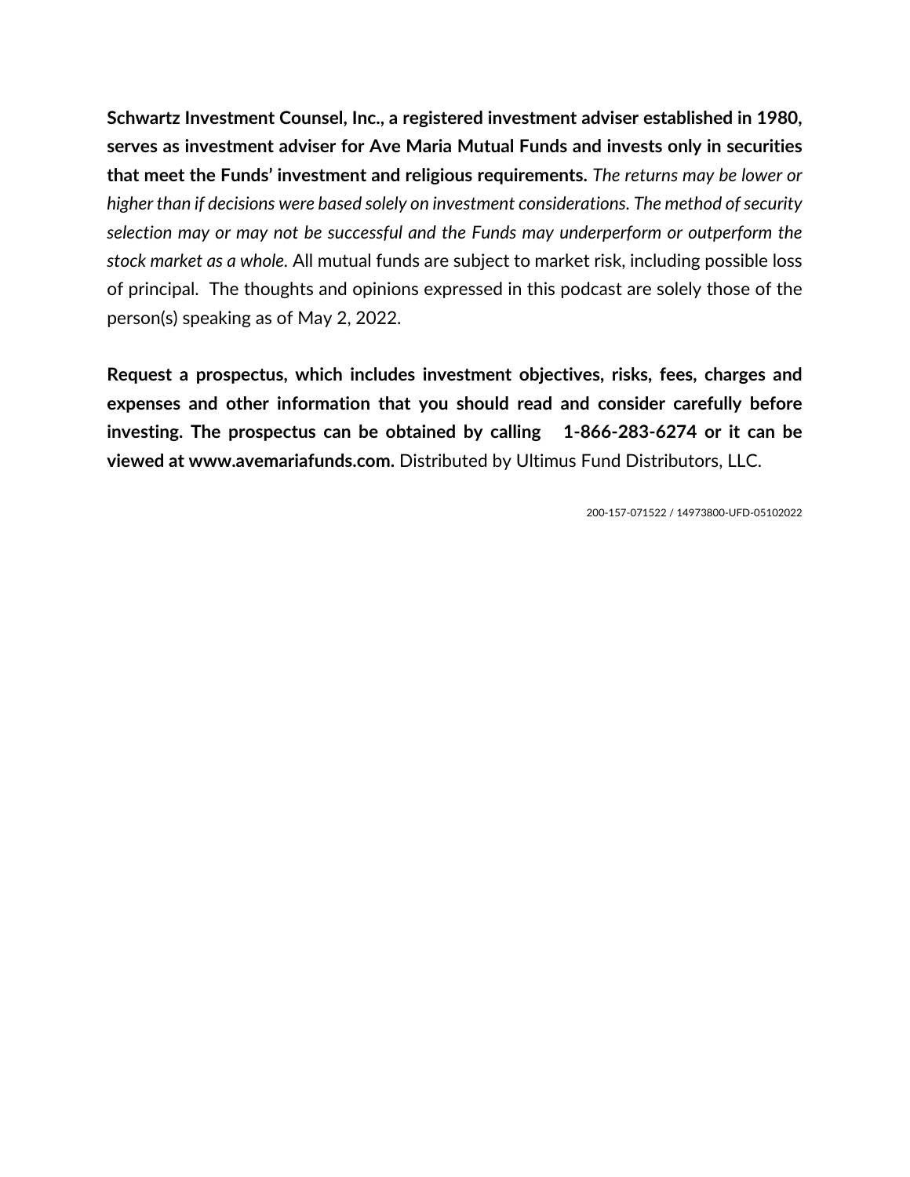**Schwartz Investment Counsel, Inc., a registered investment adviser established in 1980, serves as investment adviser for Ave Maria Mutual Funds and invests only in securities that meet the Funds' investment and religious requirements.** *The returns may be lower or higher than if decisions were based solely on investment considerations. The method of security selection may or may not be successful and the Funds may underperform or outperform the stock market as a whole.* All mutual funds are subject to market risk, including possible loss of principal. The thoughts and opinions expressed in this podcast are solely those of the person(s) speaking as of May 2, 2022.

**Request a prospectus, which includes investment objectives, risks, fees, charges and expenses and other information that you should read and consider carefully before investing. The prospectus can be obtained by calling 1-866-283-6274 or it can be viewed at www.avemariafunds.com.** Distributed by Ultimus Fund Distributors, LLC.

200-157-071522 / 14973800-UFD-05102022